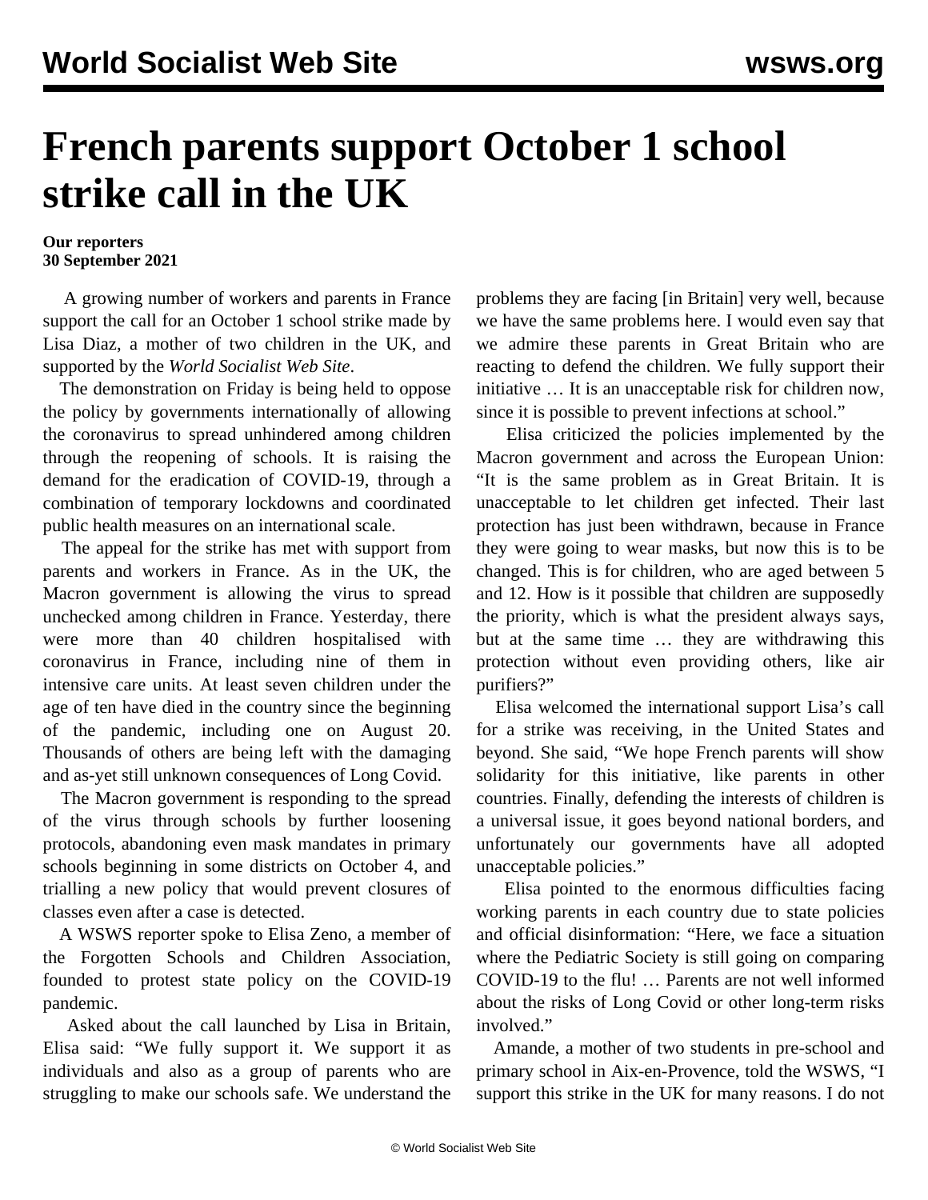# French parents support October 1 school strike call in the UK

**Our reporters**
**30 September 2021**

A growing number of workers and parents in France support the call for an October 1 school strike made by Lisa Diaz, a mother of two children in the UK, and supported by the *World Socialist Web Site*.

The demonstration on Friday is being held to oppose the policy by governments internationally of allowing the coronavirus to spread unhindered among children through the reopening of schools. It is raising the demand for the eradication of COVID-19, through a combination of temporary lockdowns and coordinated public health measures on an international scale.

The appeal for the strike has met with support from parents and workers in France. As in the UK, the Macron government is allowing the virus to spread unchecked among children in France. Yesterday, there were more than 40 children hospitalised with coronavirus in France, including nine of them in intensive care units. At least seven children under the age of ten have died in the country since the beginning of the pandemic, including one on August 20. Thousands of others are being left with the damaging and as-yet still unknown consequences of Long Covid.

The Macron government is responding to the spread of the virus through schools by further loosening protocols, abandoning even mask mandates in primary schools beginning in some districts on October 4, and trialling a new policy that would prevent closures of classes even after a case is detected.

A WSWS reporter spoke to Elisa Zeno, a member of the Forgotten Schools and Children Association, founded to protest state policy on the COVID-19 pandemic.

Asked about the call launched by Lisa in Britain, Elisa said: "We fully support it. We support it as individuals and also as a group of parents who are struggling to make our schools safe. We understand the problems they are facing [in Britain] very well, because we have the same problems here. I would even say that we admire these parents in Great Britain who are reacting to defend the children. We fully support their initiative … It is an unacceptable risk for children now, since it is possible to prevent infections at school."

Elisa criticized the policies implemented by the Macron government and across the European Union: "It is the same problem as in Great Britain. It is unacceptable to let children get infected. Their last protection has just been withdrawn, because in France they were going to wear masks, but now this is to be changed. This is for children, who are aged between 5 and 12. How is it possible that children are supposedly the priority, which is what the president always says, but at the same time … they are withdrawing this protection without even providing others, like air purifiers?"

Elisa welcomed the international support Lisa's call for a strike was receiving, in the United States and beyond. She said, "We hope French parents will show solidarity for this initiative, like parents in other countries. Finally, defending the interests of children is a universal issue, it goes beyond national borders, and unfortunately our governments have all adopted unacceptable policies."

Elisa pointed to the enormous difficulties facing working parents in each country due to state policies and official disinformation: "Here, we face a situation where the Pediatric Society is still going on comparing COVID-19 to the flu! … Parents are not well informed about the risks of Long Covid or other long-term risks involved."

Amande, a mother of two students in pre-school and primary school in Aix-en-Provence, told the WSWS, "I support this strike in the UK for many reasons. I do not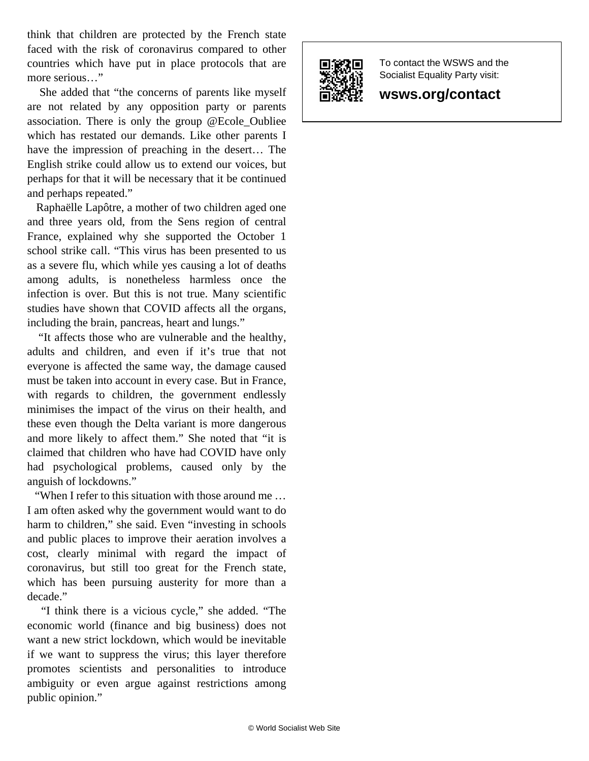think that children are protected by the French state faced with the risk of coronavirus compared to other countries which have put in place protocols that are more serious…"

She added that "the concerns of parents like myself are not related by any opposition party or parents association. There is only the group @Ecole_Oubliee which has restated our demands. Like other parents I have the impression of preaching in the desert… The English strike could allow us to extend our voices, but perhaps for that it will be necessary that it be continued and perhaps repeated."

Raphaëlle Lapôtre, a mother of two children aged one and three years old, from the Sens region of central France, explained why she supported the October 1 school strike call. "This virus has been presented to us as a severe flu, which while yes causing a lot of deaths among adults, is nonetheless harmless once the infection is over. But this is not true. Many scientific studies have shown that COVID affects all the organs, including the brain, pancreas, heart and lungs."

"It affects those who are vulnerable and the healthy, adults and children, and even if it's true that not everyone is affected the same way, the damage caused must be taken into account in every case. But in France, with regards to children, the government endlessly minimises the impact of the virus on their health, and these even though the Delta variant is more dangerous and more likely to affect them." She noted that "it is claimed that children who have had COVID have only had psychological problems, caused only by the anguish of lockdowns."

"When I refer to this situation with those around me … I am often asked why the government would want to do harm to children," she said. Even "investing in schools and public places to improve their aeration involves a cost, clearly minimal with regard the impact of coronavirus, but still too great for the French state, which has been pursuing austerity for more than a decade."

"I think there is a vicious cycle," she added. "The economic world (finance and big business) does not want a new strict lockdown, which would be inevitable if we want to suppress the virus; this layer therefore promotes scientists and personalities to introduce ambiguity or even argue against restrictions among public opinion."

To contact the WSWS and the Socialist Equality Party visit:

**wsws.org/contact**